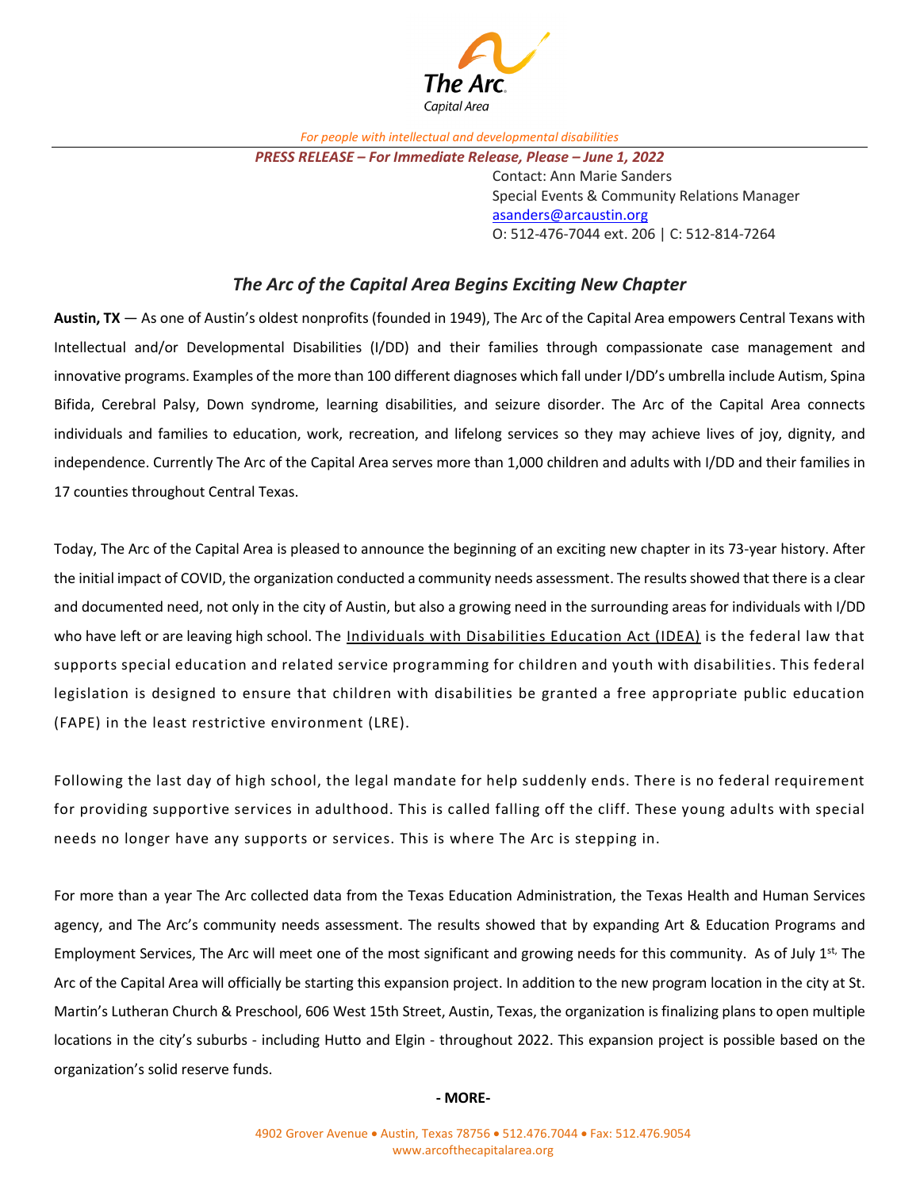The Arc.
Capital Area

*For people with intellectual and developmental disabilities*

***PRESS RELEASE – For Immediate Release, Please – June 1, 2022***

Contact: Ann Marie Sanders
Special Events & Community Relations Manager
asanders@arcaustin.org
O: 512-476-7044 ext. 206 | C: 512-814-7264

## *The Arc of the Capital Area Begins Exciting New Chapter*

**Austin, TX** — As one of Austin's oldest nonprofits (founded in 1949), The Arc of the Capital Area empowers Central Texans with Intellectual and/or Developmental Disabilities (I/DD) and their families through compassionate case management and innovative programs. Examples of the more than 100 different diagnoses which fall under I/DD's umbrella include Autism, Spina Bifida, Cerebral Palsy, Down syndrome, learning disabilities, and seizure disorder. The Arc of the Capital Area connects individuals and families to education, work, recreation, and lifelong services so they may achieve lives of joy, dignity, and independence. Currently The Arc of the Capital Area serves more than 1,000 children and adults with I/DD and their families in 17 counties throughout Central Texas.

Today, The Arc of the Capital Area is pleased to announce the beginning of an exciting new chapter in its 73-year history. After the initial impact of COVID, the organization conducted a community needs assessment. The results showed that there is a clear and documented need, not only in the city of Austin, but also a growing need in the surrounding areas for individuals with I/DD who have left or are leaving high school. The Individuals with Disabilities Education Act (IDEA) is the federal law that supports special education and related service programming for children and youth with disabilities. This federal legislation is designed to ensure that children with disabilities be granted a free appropriate public education (FAPE) in the least restrictive environment (LRE).

Following the last day of high school, the legal mandate for help suddenly ends. There is no federal requirement for providing supportive services in adulthood. This is called falling off the cliff. These young adults with special needs no longer have any supports or services. This is where The Arc is stepping in.

For more than a year The Arc collected data from the Texas Education Administration, the Texas Health and Human Services agency, and The Arc's community needs assessment. The results showed that by expanding Art & Education Programs and Employment Services, The Arc will meet one of the most significant and growing needs for this community. As of July 1st, The Arc of the Capital Area will officially be starting this expansion project. In addition to the new program location in the city at St. Martin's Lutheran Church & Preschool, 606 West 15th Street, Austin, Texas, the organization is finalizing plans to open multiple locations in the city's suburbs - including Hutto and Elgin - throughout 2022. This expansion project is possible based on the organization's solid reserve funds.

**- MORE-**

4902 Grover Avenue • Austin, Texas 78756 • 512.476.7044 • Fax: 512.476.9054
www.arcofthecapitalarea.org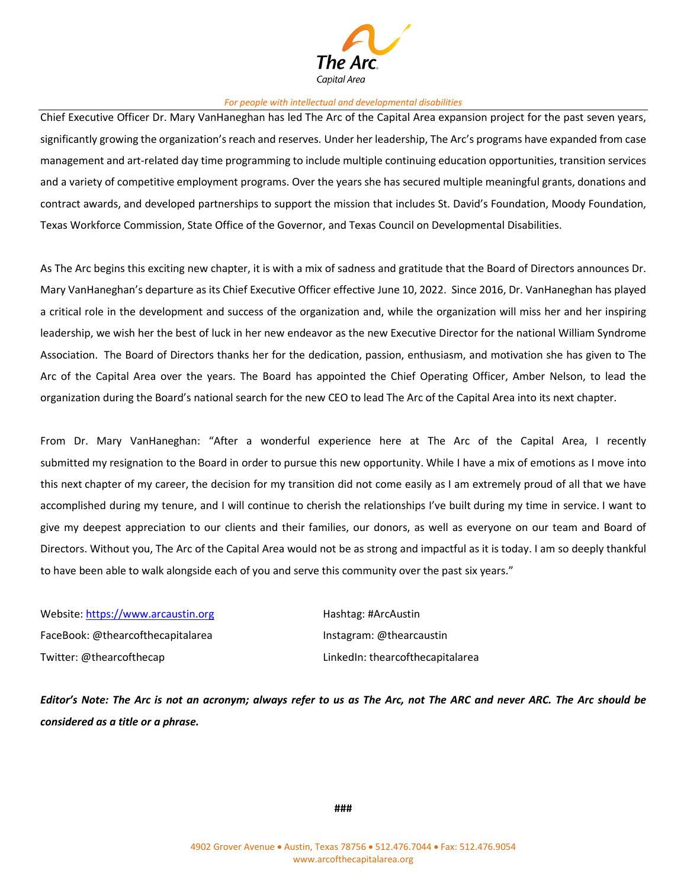Chief Executive Officer Dr. Mary VanHaneghan has led The Arc of the Capital Area expansion project for the past seven years, significantly growing the organization's reach and reserves. Under her leadership, The Arc's programs have expanded from case management and art-related day time programming to include multiple continuing education opportunities, transition services and a variety of competitive employment programs. Over the years she has secured multiple meaningful grants, donations and contract awards, and developed partnerships to support the mission that includes St. David's Foundation, Moody Foundation, Texas Workforce Commission, State Office of the Governor, and Texas Council on Developmental Disabilities.

As The Arc begins this exciting new chapter, it is with a mix of sadness and gratitude that the Board of Directors announces Dr. Mary VanHaneghan's departure as its Chief Executive Officer effective June 10, 2022. Since 2016, Dr. VanHaneghan has played a critical role in the development and success of the organization and, while the organization will miss her and her inspiring leadership, we wish her the best of luck in her new endeavor as the new Executive Director for the national William Syndrome Association. The Board of Directors thanks her for the dedication, passion, enthusiasm, and motivation she has given to The Arc of the Capital Area over the years. The Board has appointed the Chief Operating Officer, Amber Nelson, to lead the organization during the Board's national search for the new CEO to lead The Arc of the Capital Area into its next chapter.

From Dr. Mary VanHaneghan: "After a wonderful experience here at The Arc of the Capital Area, I recently submitted my resignation to the Board in order to pursue this new opportunity. While I have a mix of emotions as I move into this next chapter of my career, the decision for my transition did not come easily as I am extremely proud of all that we have accomplished during my tenure, and I will continue to cherish the relationships I've built during my time in service. I want to give my deepest appreciation to our clients and their families, our donors, as well as everyone on our team and Board of Directors. Without you, The Arc of the Capital Area would not be as strong and impactful as it is today. I am so deeply thankful to have been able to walk alongside each of you and serve this community over the past six years."

Website: https://www.arcaustin.org
FaceBook: @thearcofthecapitalarea
Twitter: @thearcofthecap
Hashtag: #ArcAustin
Instagram: @thearcaustin
LinkedIn: thearcofthecapitalarea

***Editor's Note: The Arc is not an acronym; always refer to us as The Arc, not The ARC and never ARC. The Arc should be considered as a title or a phrase.***

**###**